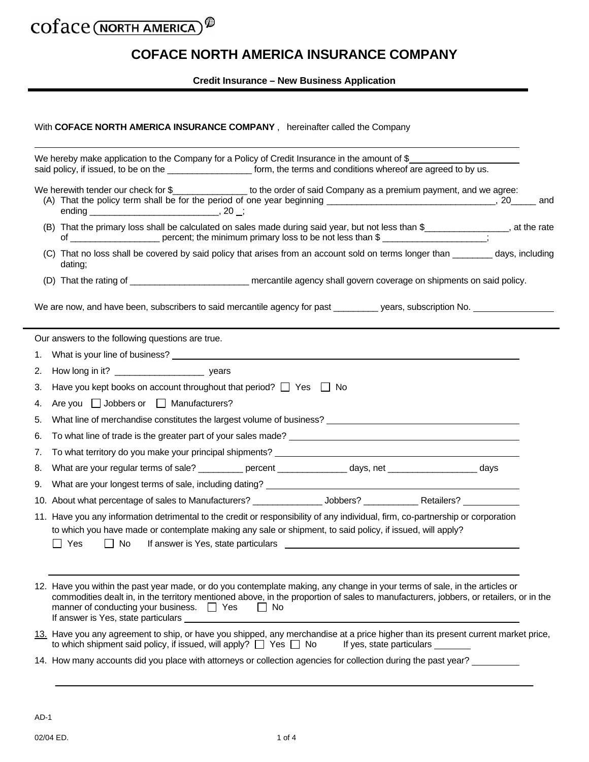coface (NORTH AMERICA)

# COFACE NORTH AMERICA INSURANCE COMPANY

### Credit Insurance – New Business Application

With **COFACE NORTH AMERICA INSURANCE COMPANY** , hereinafter called the Company

We hereby make application to the Company for a Policy of Credit Insurance in the amount of $______________________
said policy, if issued, to be on the ________________ form, the terms and conditions whereof are agreed to by us.

We herewith tender our check for $_______________ to the order of said Company as a premium payment, and we agree:

(A) That the policy term shall be for the period of one year beginning __________________________________, 20_____ and ending __________________________, 20 _;

(B) That the primary loss shall be calculated on sales made during said year, but not less than $_________________, at the rate of _________________ percent; the minimum primary loss to be not less than $ ____________________;

(C) That no loss shall be covered by said policy that arises from an account sold on terms longer than ________ days, including dating;

(D) That the rating of ________________________ mercantile agency shall govern coverage on shipments on said policy.

We are now, and have been, subscribers to said mercantile agency for past _________ years, subscription No. ________________

---

Our answers to the following questions are true.

1. What is your line of business? ______________________________
2. How long in it? _________________ years
3. Have you kept books on account throughout that period? ☐ Yes ☐ No
4. Are you ☐ Jobbers or ☐ Manufacturers?
5. What line of merchandise constitutes the largest volume of business? ______________________________
6. To what line of trade is the greater part of your sales made? ______________________________
7. To what territory do you make your principal shipments? ______________________________
8. What are your regular terms of sale? _________ percent ______________ days, net __________________ days
9. What are your longest terms of sale, including dating? ______________________________
10. About what percentage of sales to Manufacturers? ______________ Jobbers? ___________ Retailers? ___________
11. Have you any information detrimental to the credit or responsibility of any individual, firm, co-partnership or corporation to which you have made or contemplate making any sale or shipment, to said policy, if issued, will apply?
    ☐ Yes ☐ No If answer is Yes, state particulars ______________________________

    ______________________________
12. Have you within the past year made, or do you contemplate making, any change in your terms of sale, in the articles or commodities dealt in, in the territory mentioned above, in the proportion of sales to manufacturers, jobbers, or retailers, or in the manner of conducting your business. ☐ Yes ☐ No
    If answer is Yes, state particulars ______________________________
13. Have you any agreement to ship, or have you shipped, any merchandise at a price higher than its present current market price, to which shipment said policy, if issued, will apply? ☐ Yes ☐ No If yes, state particulars _______
14. How many accounts did you place with attorneys or collection agencies for collection during the past year? __________

______________________________

AD-1

02/04 ED.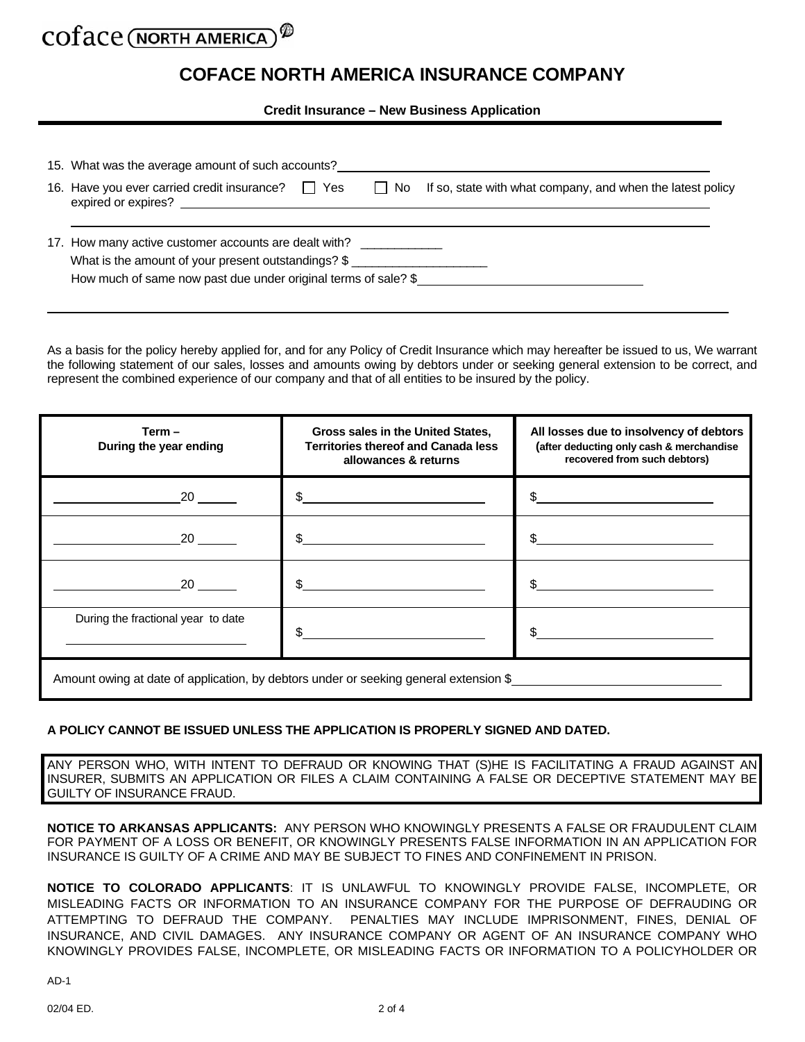coface (NORTH AMERICA)

# COFACE NORTH AMERICA INSURANCE COMPANY

**Credit Insurance – New Business Application**

15. What was the average amount of such accounts? ______________________________

16. Have you ever carried credit insurance? ☐ Yes ☐ No If so, state with what company, and when the latest policy expired or expires? ______________________________

17. How many active customer accounts are dealt with? ____________
    What is the amount of your present outstandings? $ ____________________
    How much of same now past due under original terms of sale? $ ____________________

As a basis for the policy hereby applied for, and for any Policy of Credit Insurance which may hereafter be issued to us, We warrant the following statement of our sales, losses and amounts owing by debtors under or seeking general extension to be correct, and represent the combined experience of our company and that of all entities to be insured by the policy.

| Term – During the year ending | Gross sales in the United States, Territories thereof and Canada less allowances & returns | All losses due to insolvency of debtors (after deducting only cash & merchandise recovered from such debtors) |
|---|---|---|
| ______________ 20 ______ | $ ______________ | $ ______________ |
| ______________ 20 ______ | $ ______________ | $ ______________ |
| ______________ 20 ______ | $ ______________ | $ ______________ |
| During the fractional year to date ______________ | $ ______________ | $ ______________ |
| Amount owing at date of application, by debtors under or seeking general extension $ ______________ | | |

**A POLICY CANNOT BE ISSUED UNLESS THE APPLICATION IS PROPERLY SIGNED AND DATED.**

ANY PERSON WHO, WITH INTENT TO DEFRAUD OR KNOWING THAT (S)HE IS FACILITATING A FRAUD AGAINST AN INSURER, SUBMITS AN APPLICATION OR FILES A CLAIM CONTAINING A FALSE OR DECEPTIVE STATEMENT MAY BE GUILTY OF INSURANCE FRAUD.

**NOTICE TO ARKANSAS APPLICANTS:** ANY PERSON WHO KNOWINGLY PRESENTS A FALSE OR FRAUDULENT CLAIM FOR PAYMENT OF A LOSS OR BENEFIT, OR KNOWINGLY PRESENTS FALSE INFORMATION IN AN APPLICATION FOR INSURANCE IS GUILTY OF A CRIME AND MAY BE SUBJECT TO FINES AND CONFINEMENT IN PRISON.

**NOTICE TO COLORADO APPLICANTS**: IT IS UNLAWFUL TO KNOWINGLY PROVIDE FALSE, INCOMPLETE, OR MISLEADING FACTS OR INFORMATION TO AN INSURANCE COMPANY FOR THE PURPOSE OF DEFRAUDING OR ATTEMPTING TO DEFRAUD THE COMPANY. PENALTIES MAY INCLUDE IMPRISONMENT, FINES, DENIAL OF INSURANCE, AND CIVIL DAMAGES. ANY INSURANCE COMPANY OR AGENT OF AN INSURANCE COMPANY WHO KNOWINGLY PROVIDES FALSE, INCOMPLETE, OR MISLEADING FACTS OR INFORMATION TO A POLICYHOLDER OR

AD-1

02/04 ED.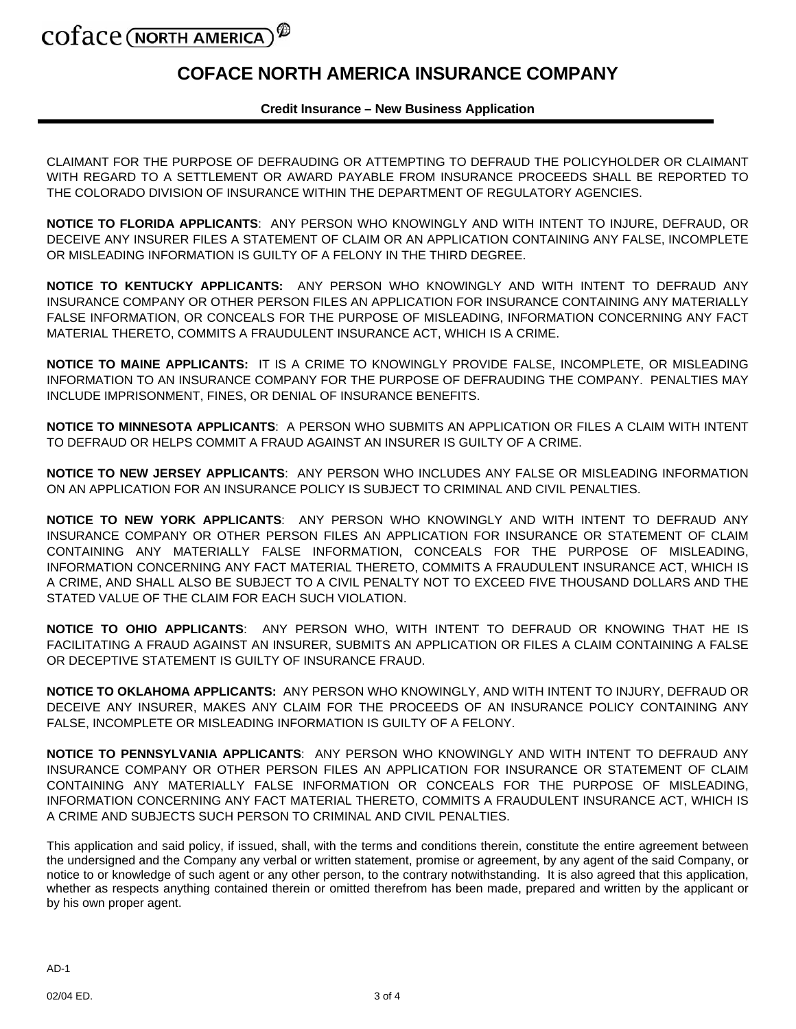# COFACE NORTH AMERICA INSURANCE COMPANY

**Credit Insurance – New Business Application**

CLAIMANT FOR THE PURPOSE OF DEFRAUDING OR ATTEMPTING TO DEFRAUD THE POLICYHOLDER OR CLAIMANT WITH REGARD TO A SETTLEMENT OR AWARD PAYABLE FROM INSURANCE PROCEEDS SHALL BE REPORTED TO THE COLORADO DIVISION OF INSURANCE WITHIN THE DEPARTMENT OF REGULATORY AGENCIES.

**NOTICE TO FLORIDA APPLICANTS**: ANY PERSON WHO KNOWINGLY AND WITH INTENT TO INJURE, DEFRAUD, OR DECEIVE ANY INSURER FILES A STATEMENT OF CLAIM OR AN APPLICATION CONTAINING ANY FALSE, INCOMPLETE OR MISLEADING INFORMATION IS GUILTY OF A FELONY IN THE THIRD DEGREE.

**NOTICE TO KENTUCKY APPLICANTS:** ANY PERSON WHO KNOWINGLY AND WITH INTENT TO DEFRAUD ANY INSURANCE COMPANY OR OTHER PERSON FILES AN APPLICATION FOR INSURANCE CONTAINING ANY MATERIALLY FALSE INFORMATION, OR CONCEALS FOR THE PURPOSE OF MISLEADING, INFORMATION CONCERNING ANY FACT MATERIAL THERETO, COMMITS A FRAUDULENT INSURANCE ACT, WHICH IS A CRIME.

**NOTICE TO MAINE APPLICANTS:** IT IS A CRIME TO KNOWINGLY PROVIDE FALSE, INCOMPLETE, OR MISLEADING INFORMATION TO AN INSURANCE COMPANY FOR THE PURPOSE OF DEFRAUDING THE COMPANY. PENALTIES MAY INCLUDE IMPRISONMENT, FINES, OR DENIAL OF INSURANCE BENEFITS.

**NOTICE TO MINNESOTA APPLICANTS**: A PERSON WHO SUBMITS AN APPLICATION OR FILES A CLAIM WITH INTENT TO DEFRAUD OR HELPS COMMIT A FRAUD AGAINST AN INSURER IS GUILTY OF A CRIME.

**NOTICE TO NEW JERSEY APPLICANTS**: ANY PERSON WHO INCLUDES ANY FALSE OR MISLEADING INFORMATION ON AN APPLICATION FOR AN INSURANCE POLICY IS SUBJECT TO CRIMINAL AND CIVIL PENALTIES.

**NOTICE TO NEW YORK APPLICANTS**: ANY PERSON WHO KNOWINGLY AND WITH INTENT TO DEFRAUD ANY INSURANCE COMPANY OR OTHER PERSON FILES AN APPLICATION FOR INSURANCE OR STATEMENT OF CLAIM CONTAINING ANY MATERIALLY FALSE INFORMATION, CONCEALS FOR THE PURPOSE OF MISLEADING, INFORMATION CONCERNING ANY FACT MATERIAL THERETO, COMMITS A FRAUDULENT INSURANCE ACT, WHICH IS A CRIME, AND SHALL ALSO BE SUBJECT TO A CIVIL PENALTY NOT TO EXCEED FIVE THOUSAND DOLLARS AND THE STATED VALUE OF THE CLAIM FOR EACH SUCH VIOLATION.

**NOTICE TO OHIO APPLICANTS**: ANY PERSON WHO, WITH INTENT TO DEFRAUD OR KNOWING THAT HE IS FACILITATING A FRAUD AGAINST AN INSURER, SUBMITS AN APPLICATION OR FILES A CLAIM CONTAINING A FALSE OR DECEPTIVE STATEMENT IS GUILTY OF INSURANCE FRAUD.

**NOTICE TO OKLAHOMA APPLICANTS:** ANY PERSON WHO KNOWINGLY, AND WITH INTENT TO INJURY, DEFRAUD OR DECEIVE ANY INSURER, MAKES ANY CLAIM FOR THE PROCEEDS OF AN INSURANCE POLICY CONTAINING ANY FALSE, INCOMPLETE OR MISLEADING INFORMATION IS GUILTY OF A FELONY.

**NOTICE TO PENNSYLVANIA APPLICANTS**: ANY PERSON WHO KNOWINGLY AND WITH INTENT TO DEFRAUD ANY INSURANCE COMPANY OR OTHER PERSON FILES AN APPLICATION FOR INSURANCE OR STATEMENT OF CLAIM CONTAINING ANY MATERIALLY FALSE INFORMATION OR CONCEALS FOR THE PURPOSE OF MISLEADING, INFORMATION CONCERNING ANY FACT MATERIAL THERETO, COMMITS A FRAUDULENT INSURANCE ACT, WHICH IS A CRIME AND SUBJECTS SUCH PERSON TO CRIMINAL AND CIVIL PENALTIES.

This application and said policy, if issued, shall, with the terms and conditions therein, constitute the entire agreement between the undersigned and the Company any verbal or written statement, promise or agreement, by any agent of the said Company, or notice to or knowledge of such agent or any other person, to the contrary notwithstanding. It is also agreed that this application, whether as respects anything contained therein or omitted therefrom has been made, prepared and written by the applicant or by his own proper agent.

AD-1

02/04 ED.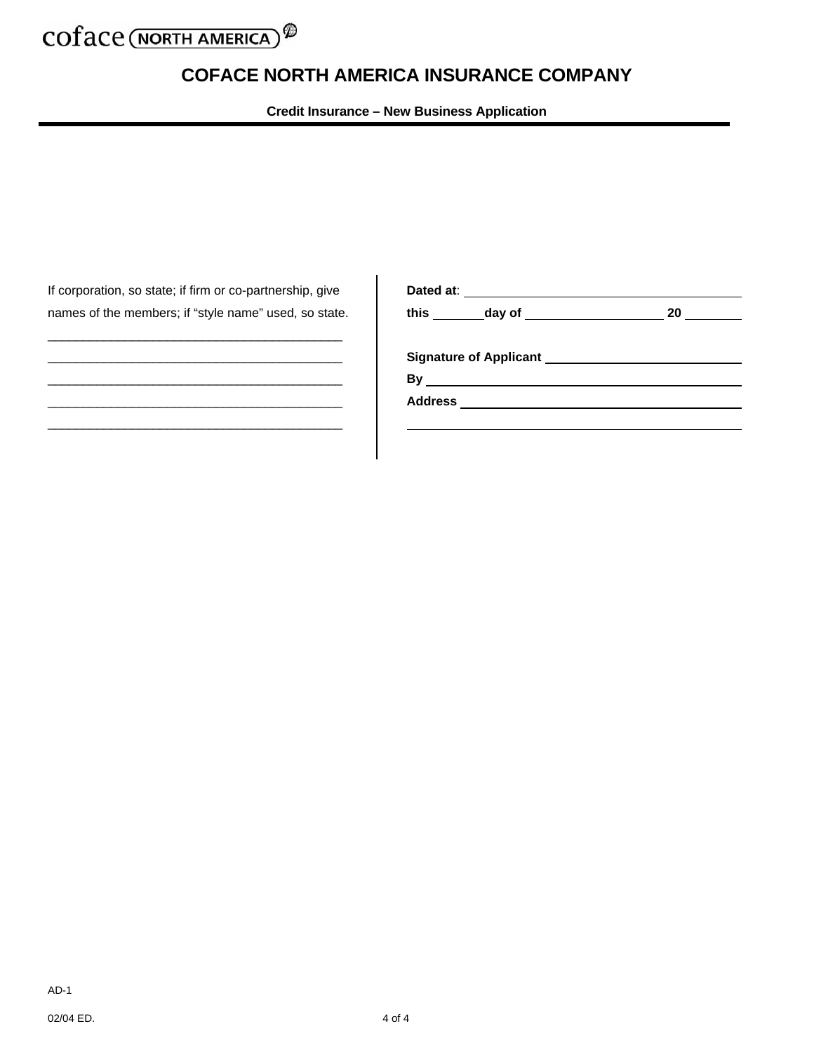coface (NORTH AMERICA)

# COFACE NORTH AMERICA INSURANCE COMPANY

**Credit Insurance – New Business Application**

If corporation, so state; if firm or co-partnership, give names of the members; if "style name" used, so state.

___________________________________________

___________________________________________

___________________________________________

___________________________________________

___________________________________________

**Dated at**: ___________________________________________

**this** ________ **day of** ____________________ **20** ________

**Signature of Applicant** ____________________________

**By** ______________________________________________

**Address** _________________________________________

_______________________________________________

AD-1

02/04 ED.